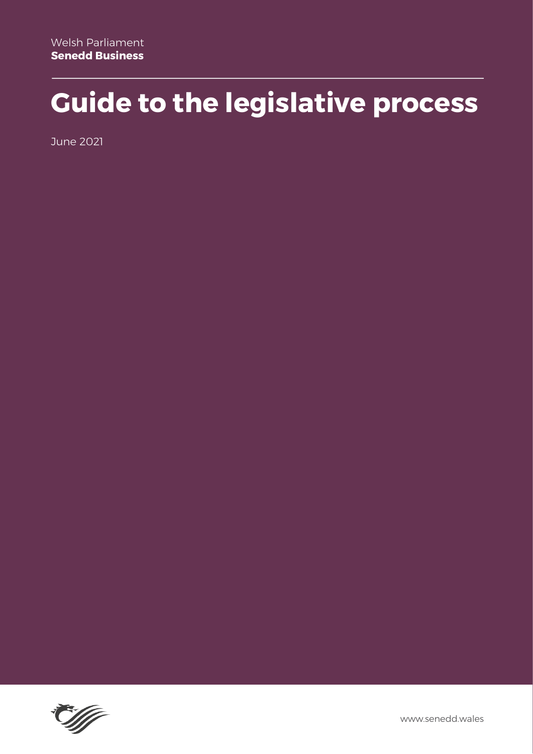Welsh Parliament
**Senedd Business**

# Guide to the legislative process

June 2021

www.senedd.wales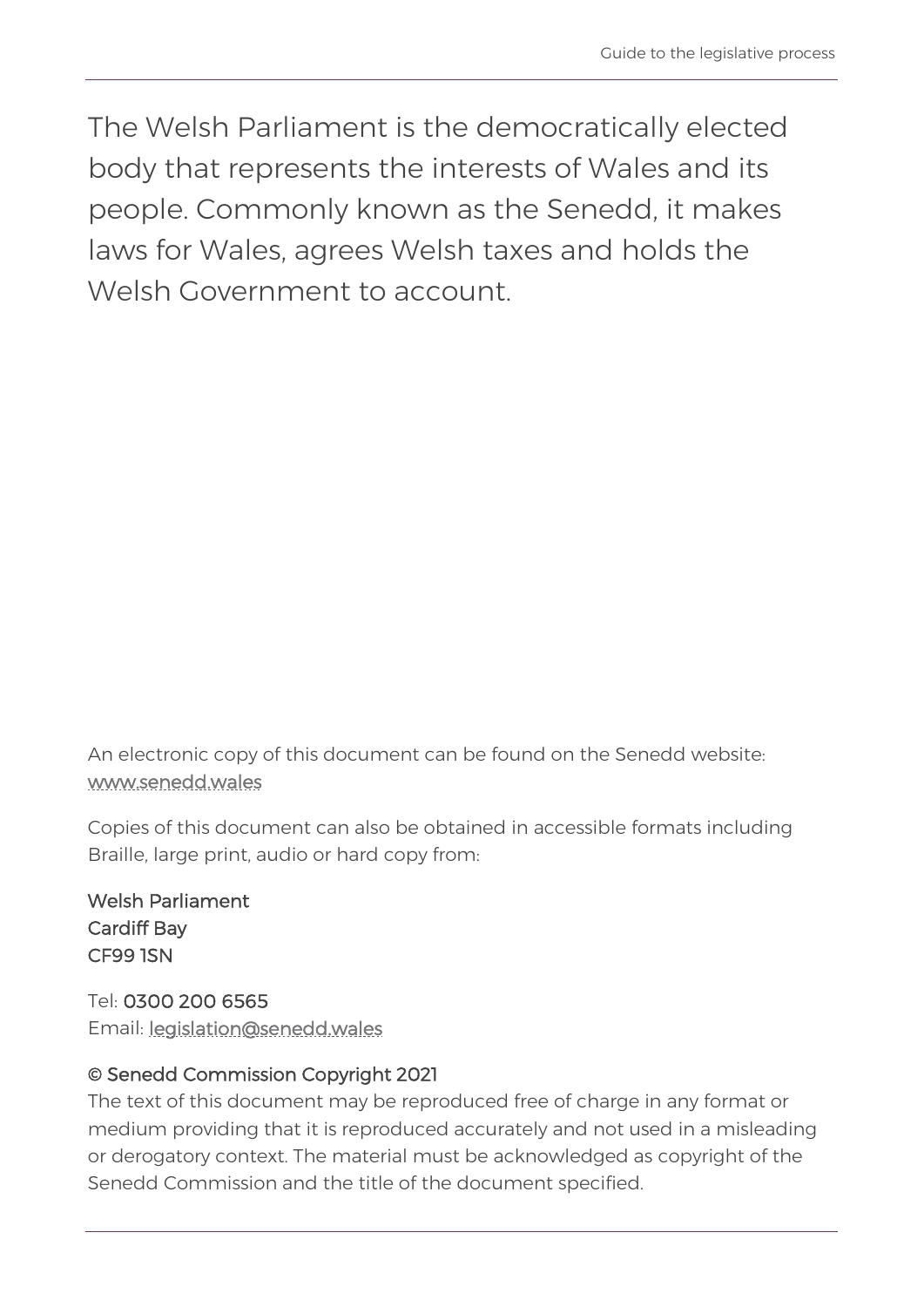The Welsh Parliament is the democratically elected body that represents the interests of Wales and its people. Commonly known as the Senedd, it makes laws for Wales, agrees Welsh taxes and holds the Welsh Government to account.

An electronic copy of this document can be found on the Senedd website: www.senedd.wales

Copies of this document can also be obtained in accessible formats including Braille, large print, audio or hard copy from:

Welsh Parliament
Cardiff Bay
CF99 1SN

Tel: 0300 200 6565
Email: legislation@senedd.wales

© Senedd Commission Copyright 2021
The text of this document may be reproduced free of charge in any format or medium providing that it is reproduced accurately and not used in a misleading or derogatory context. The material must be acknowledged as copyright of the Senedd Commission and the title of the document specified.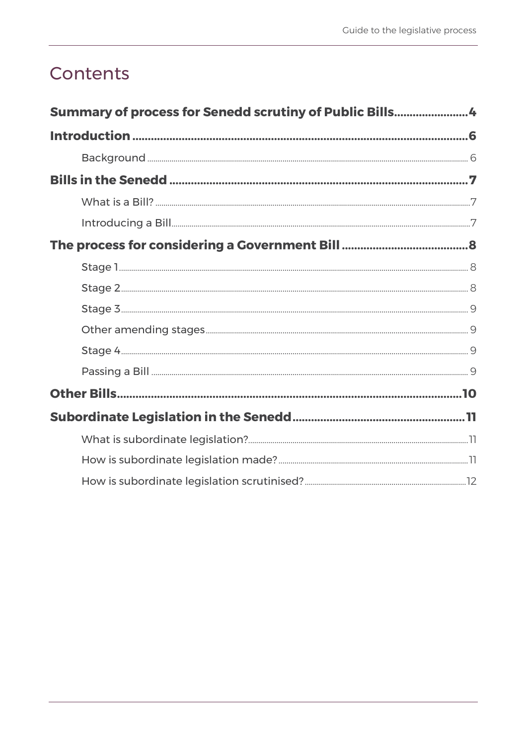# Contents

**Summary of process for Senedd scrutiny of Public Bills....................... 4**

**Introduction ........................................................................................................ 6**

- Background ........................................................................................................ 6

**Bills in the Senedd ......................................................................................... 7**

- What is a Bill? ..................................................................................................... 7
- Introducing a Bill................................................................................................ 7

**The process for considering a Government Bill ...................................... 8**

- Stage 1.................................................................................................................. 8
- Stage 2.................................................................................................................. 8
- Stage 3.................................................................................................................. 9
- Other amending stages .................................................................................. 9
- Stage 4.................................................................................................................. 9
- Passing a Bill ...................................................................................................... 9

**Other Bills.......................................................................................................... 10**

**Subordinate Legislation in the Senedd ....................................................... 11**

- What is subordinate legislation?................................................................. 11
- How is subordinate legislation made? ...................................................... 11
- How is subordinate legislation scrutinised? .............................................. 12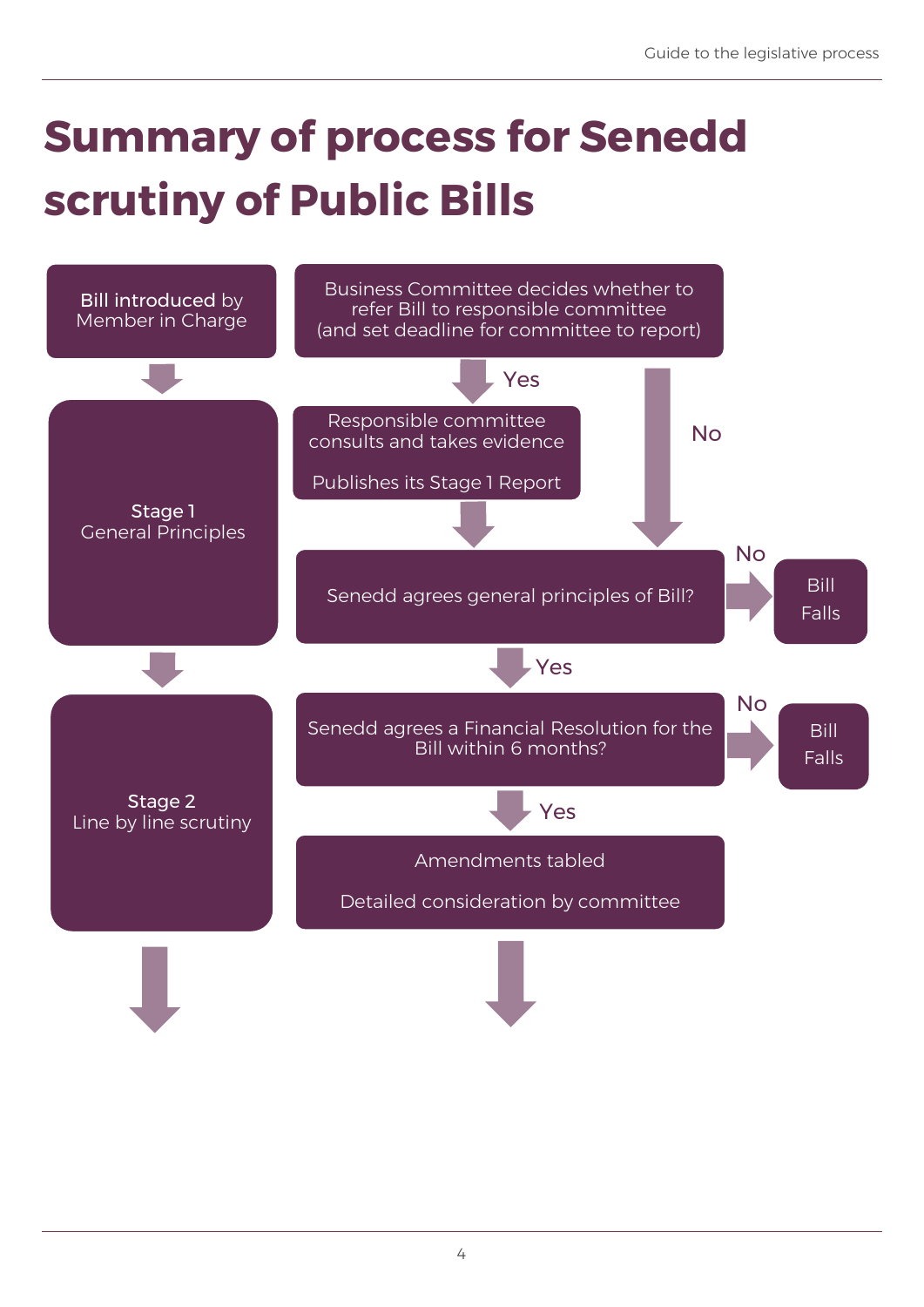# Summary of process for Senedd scrutiny of Public Bills

**Bill introduced** by Member in Charge

Business Committee decides whether to refer Bill to responsible committee (and set deadline for committee to report)

Yes

No

**Stage 1**
General Principles

Responsible committee consults and takes evidence

Publishes its Stage 1 Report

Senedd agrees general principles of Bill?

No

Bill Falls

Yes

**Stage 2**
Line by line scrutiny

Senedd agrees a Financial Resolution for the Bill within 6 months?

No

Bill Falls

Yes

Amendments tabled

Detailed consideration by committee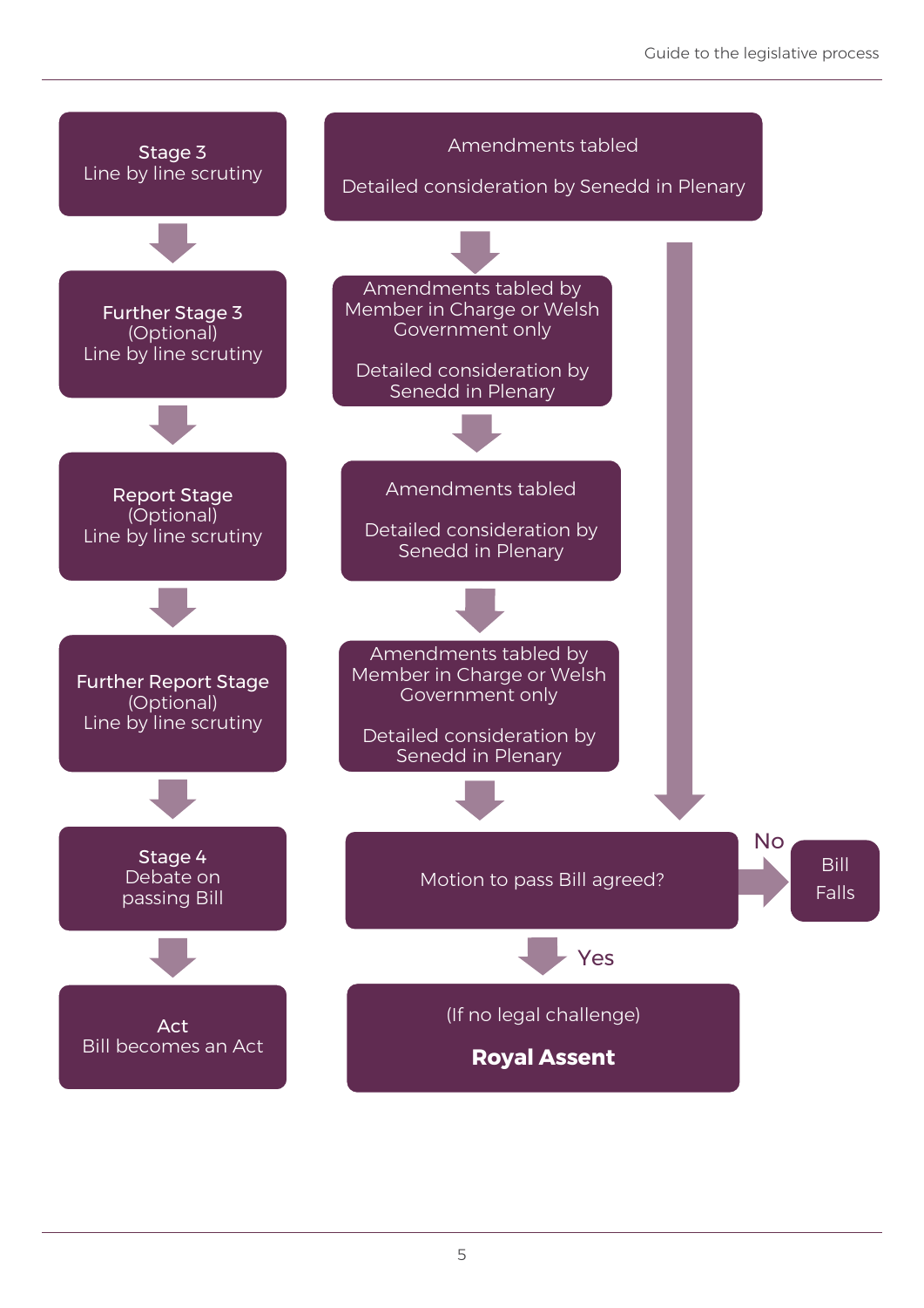**Stage 3**
Line by line scrutiny

Amendments tabled

Detailed consideration by Senedd in Plenary

**Further Stage 3**
(Optional)
Line by line scrutiny

Amendments tabled by Member in Charge or Welsh Government only

Detailed consideration by Senedd in Plenary

**Report Stage**
(Optional)
Line by line scrutiny

Amendments tabled

Detailed consideration by Senedd in Plenary

**Further Report Stage**
(Optional)
Line by line scrutiny

Amendments tabled by Member in Charge or Welsh Government only

Detailed consideration by Senedd in Plenary

**Stage 4**
Debate on passing Bill

Motion to pass Bill agreed?

No → Bill Falls

Yes ↓

**Act**
Bill becomes an Act

(If no legal challenge)

**Royal Assent**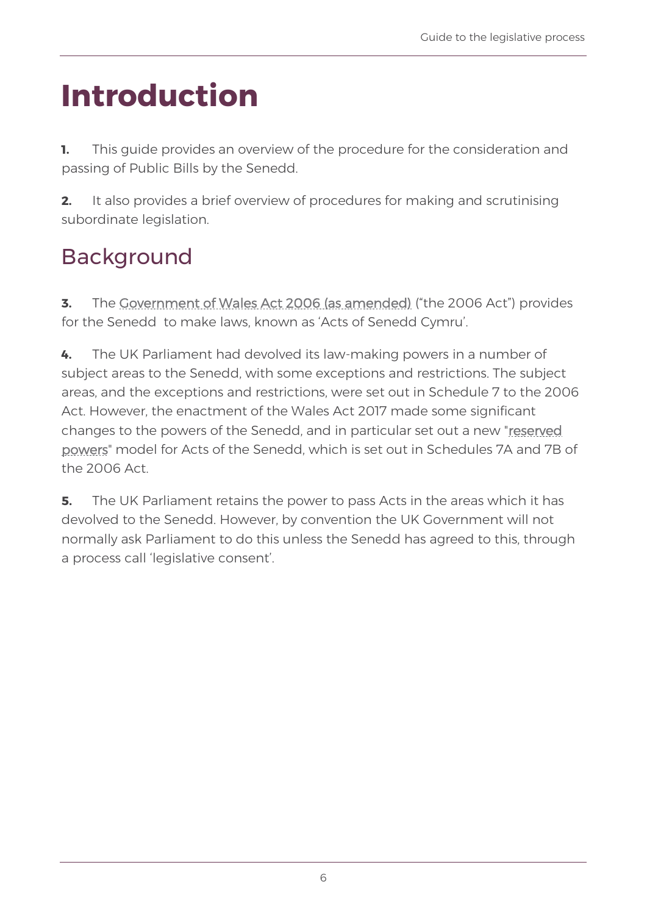# Introduction

**1.** This guide provides an overview of the procedure for the consideration and passing of Public Bills by the Senedd.

**2.** It also provides a brief overview of procedures for making and scrutinising subordinate legislation.

## Background

**3.** The Government of Wales Act 2006 (as amended) ("the 2006 Act") provides for the Senedd to make laws, known as 'Acts of Senedd Cymru'.

**4.** The UK Parliament had devolved its law-making powers in a number of subject areas to the Senedd, with some exceptions and restrictions. The subject areas, and the exceptions and restrictions, were set out in Schedule 7 to the 2006 Act. However, the enactment of the Wales Act 2017 made some significant changes to the powers of the Senedd, and in particular set out a new "reserved powers" model for Acts of the Senedd, which is set out in Schedules 7A and 7B of the 2006 Act.

**5.** The UK Parliament retains the power to pass Acts in the areas which it has devolved to the Senedd. However, by convention the UK Government will not normally ask Parliament to do this unless the Senedd has agreed to this, through a process call 'legislative consent'.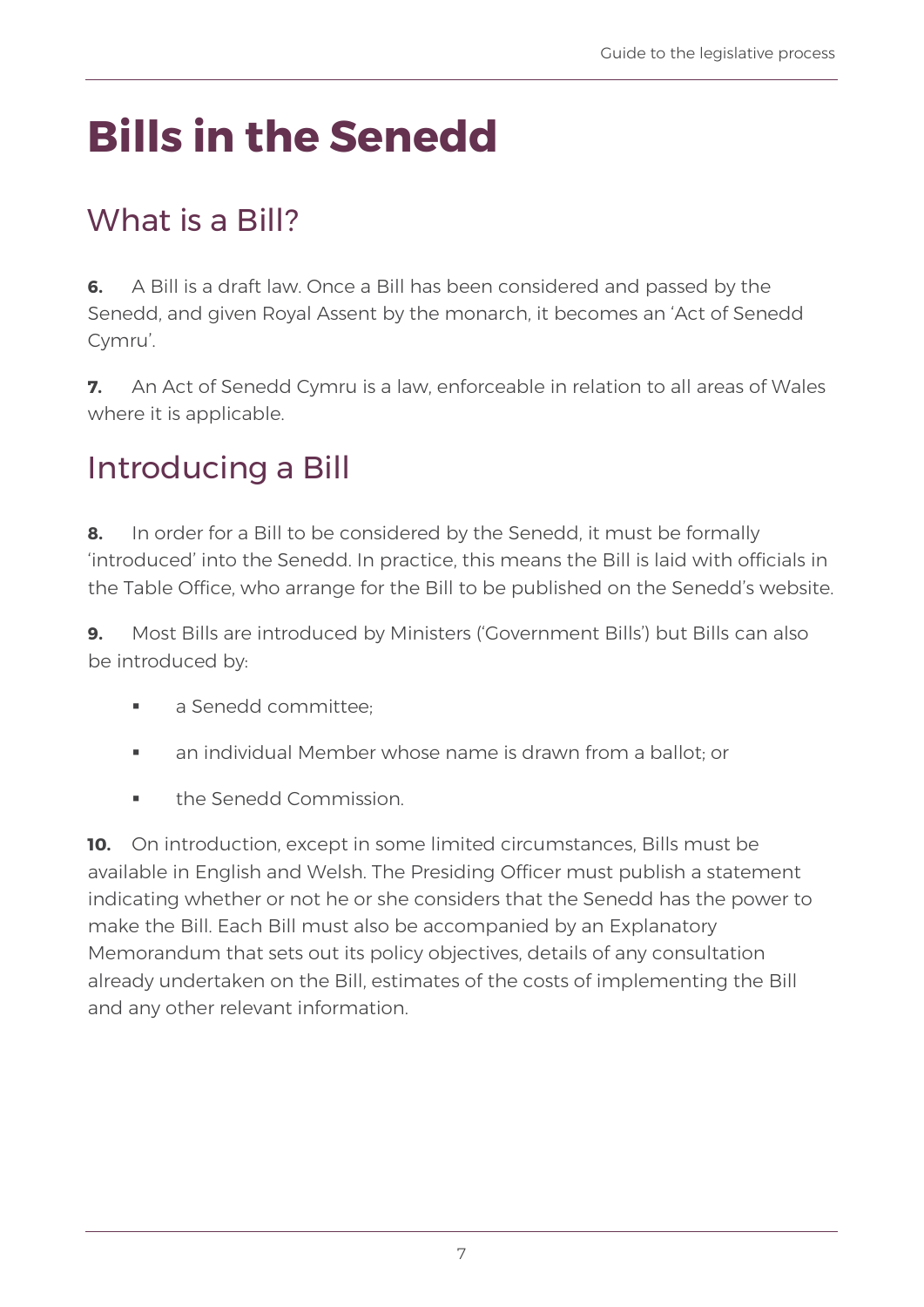# Bills in the Senedd

## What is a Bill?

**6.** A Bill is a draft law. Once a Bill has been considered and passed by the Senedd, and given Royal Assent by the monarch, it becomes an 'Act of Senedd Cymru'.

**7.** An Act of Senedd Cymru is a law, enforceable in relation to all areas of Wales where it is applicable.

## Introducing a Bill

**8.** In order for a Bill to be considered by the Senedd, it must be formally 'introduced' into the Senedd. In practice, this means the Bill is laid with officials in the Table Office, who arrange for the Bill to be published on the Senedd's website.

**9.** Most Bills are introduced by Ministers ('Government Bills') but Bills can also be introduced by:

- a Senedd committee;
- an individual Member whose name is drawn from a ballot; or
- the Senedd Commission.

**10.** On introduction, except in some limited circumstances, Bills must be available in English and Welsh. The Presiding Officer must publish a statement indicating whether or not he or she considers that the Senedd has the power to make the Bill. Each Bill must also be accompanied by an Explanatory Memorandum that sets out its policy objectives, details of any consultation already undertaken on the Bill, estimates of the costs of implementing the Bill and any other relevant information.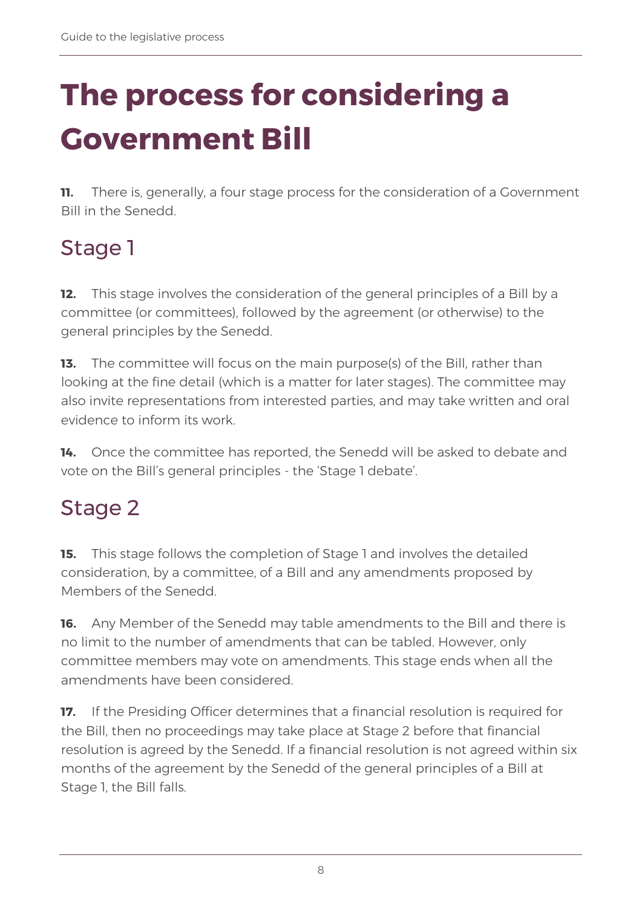# The process for considering a Government Bill

**11.** There is, generally, a four stage process for the consideration of a Government Bill in the Senedd.

## Stage 1

**12.** This stage involves the consideration of the general principles of a Bill by a committee (or committees), followed by the agreement (or otherwise) to the general principles by the Senedd.

**13.** The committee will focus on the main purpose(s) of the Bill, rather than looking at the fine detail (which is a matter for later stages). The committee may also invite representations from interested parties, and may take written and oral evidence to inform its work.

**14.** Once the committee has reported, the Senedd will be asked to debate and vote on the Bill's general principles - the 'Stage 1 debate'.

## Stage 2

**15.** This stage follows the completion of Stage 1 and involves the detailed consideration, by a committee, of a Bill and any amendments proposed by Members of the Senedd.

**16.** Any Member of the Senedd may table amendments to the Bill and there is no limit to the number of amendments that can be tabled. However, only committee members may vote on amendments. This stage ends when all the amendments have been considered.

**17.** If the Presiding Officer determines that a financial resolution is required for the Bill, then no proceedings may take place at Stage 2 before that financial resolution is agreed by the Senedd. If a financial resolution is not agreed within six months of the agreement by the Senedd of the general principles of a Bill at Stage 1, the Bill falls.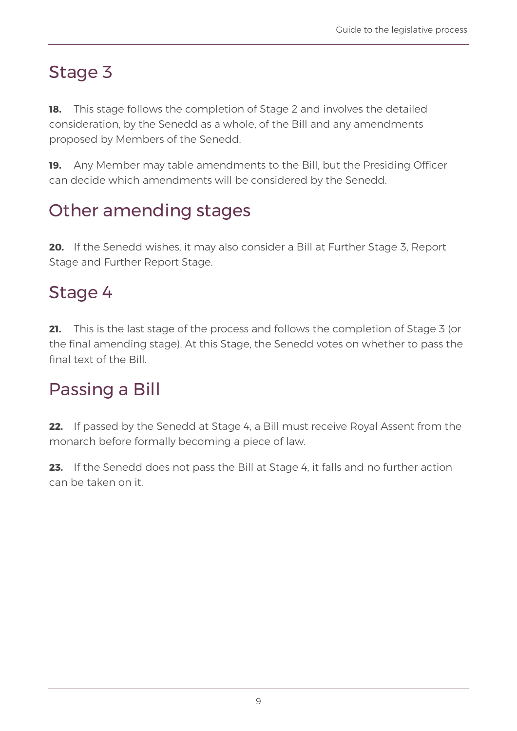## Stage 3

**18.** This stage follows the completion of Stage 2 and involves the detailed consideration, by the Senedd as a whole, of the Bill and any amendments proposed by Members of the Senedd.

**19.** Any Member may table amendments to the Bill, but the Presiding Officer can decide which amendments will be considered by the Senedd.

## Other amending stages

**20.** If the Senedd wishes, it may also consider a Bill at Further Stage 3, Report Stage and Further Report Stage.

## Stage 4

**21.** This is the last stage of the process and follows the completion of Stage 3 (or the final amending stage). At this Stage, the Senedd votes on whether to pass the final text of the Bill.

## Passing a Bill

**22.** If passed by the Senedd at Stage 4, a Bill must receive Royal Assent from the monarch before formally becoming a piece of law.

**23.** If the Senedd does not pass the Bill at Stage 4, it falls and no further action can be taken on it.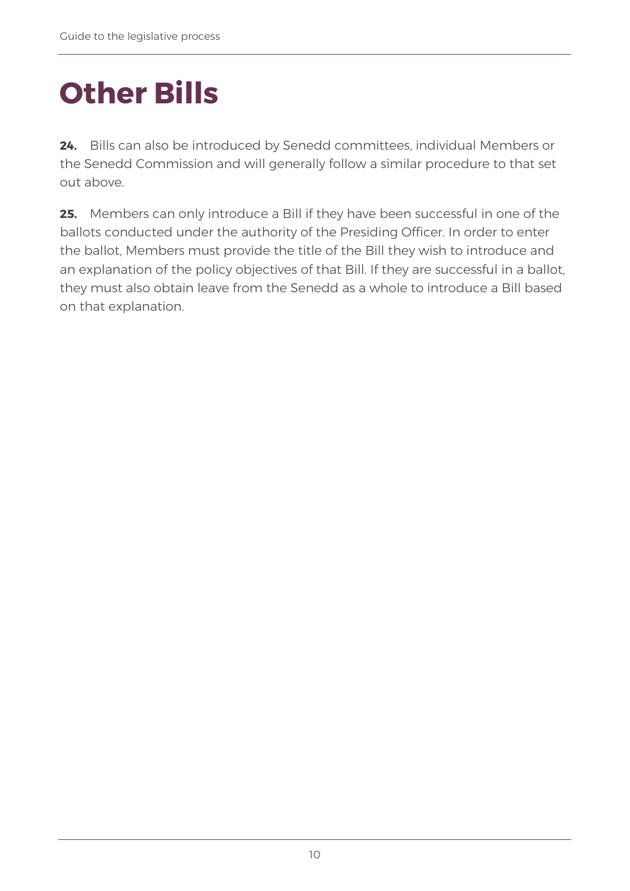# Other Bills

**24.** Bills can also be introduced by Senedd committees, individual Members or the Senedd Commission and will generally follow a similar procedure to that set out above.

**25.** Members can only introduce a Bill if they have been successful in one of the ballots conducted under the authority of the Presiding Officer. In order to enter the ballot, Members must provide the title of the Bill they wish to introduce and an explanation of the policy objectives of that Bill. If they are successful in a ballot, they must also obtain leave from the Senedd as a whole to introduce a Bill based on that explanation.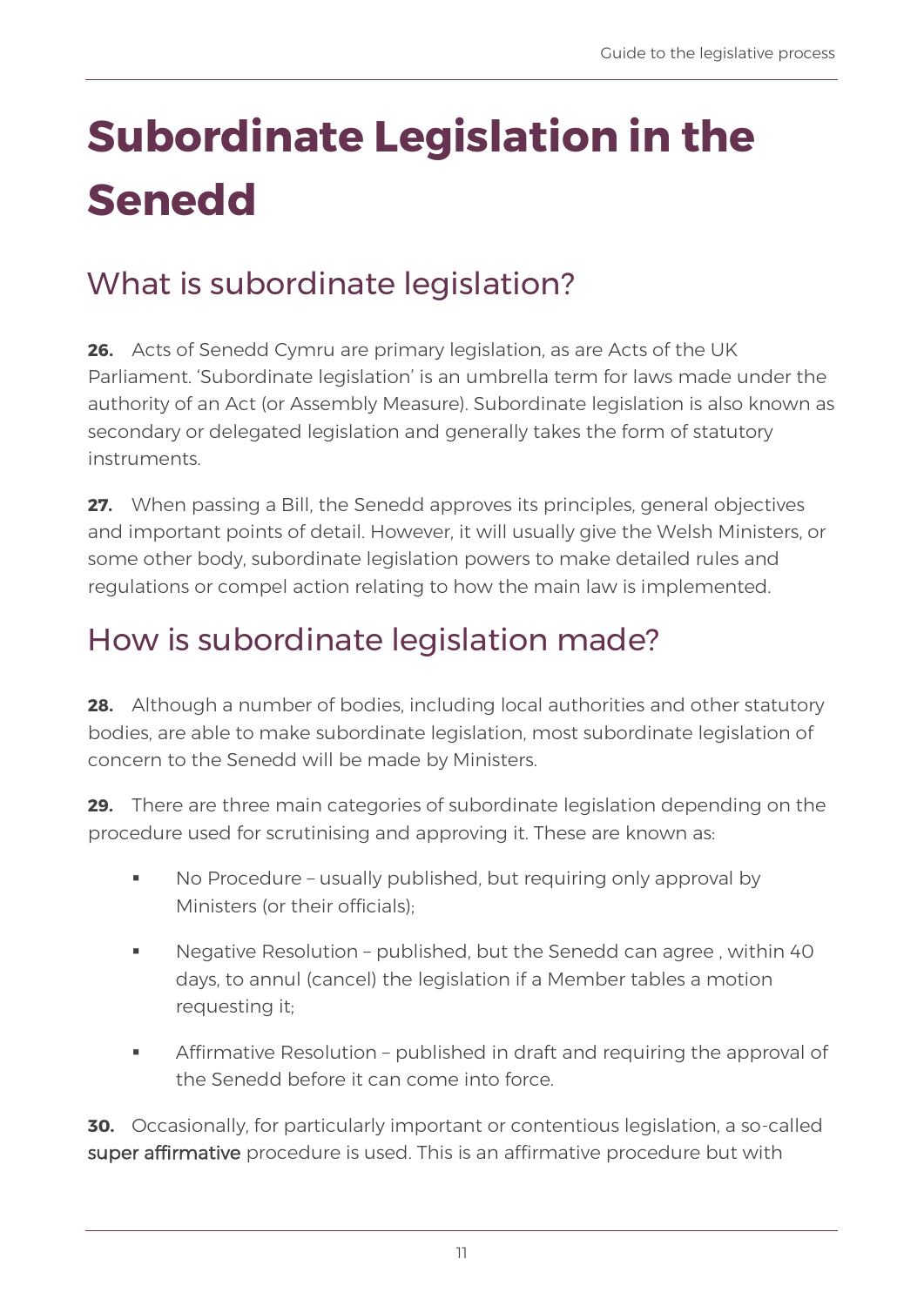# Subordinate Legislation in the Senedd

## What is subordinate legislation?

**26.** Acts of Senedd Cymru are primary legislation, as are Acts of the UK Parliament. 'Subordinate legislation' is an umbrella term for laws made under the authority of an Act (or Assembly Measure). Subordinate legislation is also known as secondary or delegated legislation and generally takes the form of statutory instruments.

**27.** When passing a Bill, the Senedd approves its principles, general objectives and important points of detail. However, it will usually give the Welsh Ministers, or some other body, subordinate legislation powers to make detailed rules and regulations or compel action relating to how the main law is implemented.

## How is subordinate legislation made?

**28.** Although a number of bodies, including local authorities and other statutory bodies, are able to make subordinate legislation, most subordinate legislation of concern to the Senedd will be made by Ministers.

**29.** There are three main categories of subordinate legislation depending on the procedure used for scrutinising and approving it. These are known as:

- No Procedure – usually published, but requiring only approval by Ministers (or their officials);
- Negative Resolution – published, but the Senedd can agree , within 40 days, to annul (cancel) the legislation if a Member tables a motion requesting it;
- Affirmative Resolution – published in draft and requiring the approval of the Senedd before it can come into force.

**30.** Occasionally, for particularly important or contentious legislation, a so-called super affirmative procedure is used. This is an affirmative procedure but with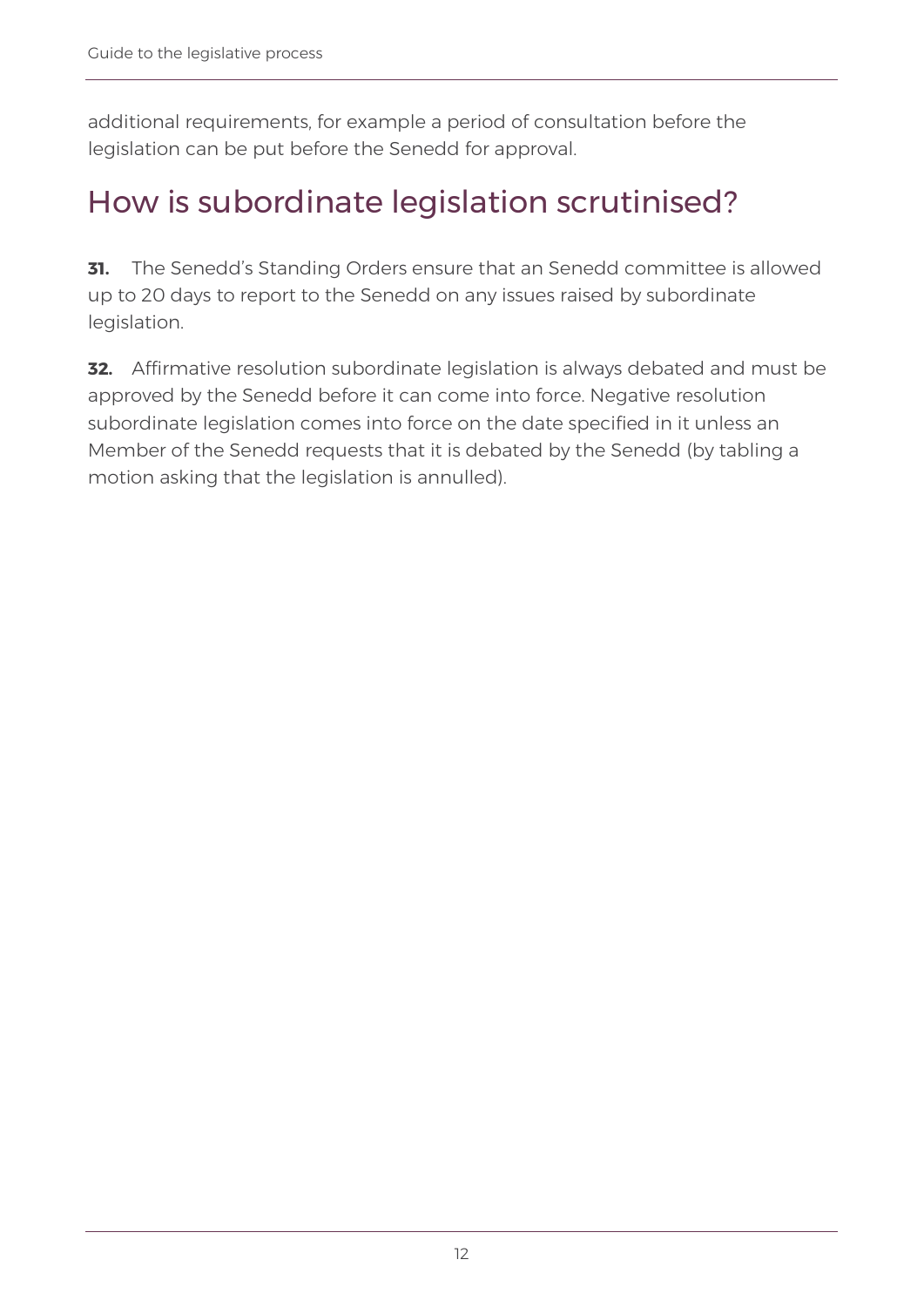additional requirements, for example a period of consultation before the legislation can be put before the Senedd for approval.

## How is subordinate legislation scrutinised?

**31.** The Senedd's Standing Orders ensure that an Senedd committee is allowed up to 20 days to report to the Senedd on any issues raised by subordinate legislation.

**32.** Affirmative resolution subordinate legislation is always debated and must be approved by the Senedd before it can come into force. Negative resolution subordinate legislation comes into force on the date specified in it unless an Member of the Senedd requests that it is debated by the Senedd (by tabling a motion asking that the legislation is annulled).